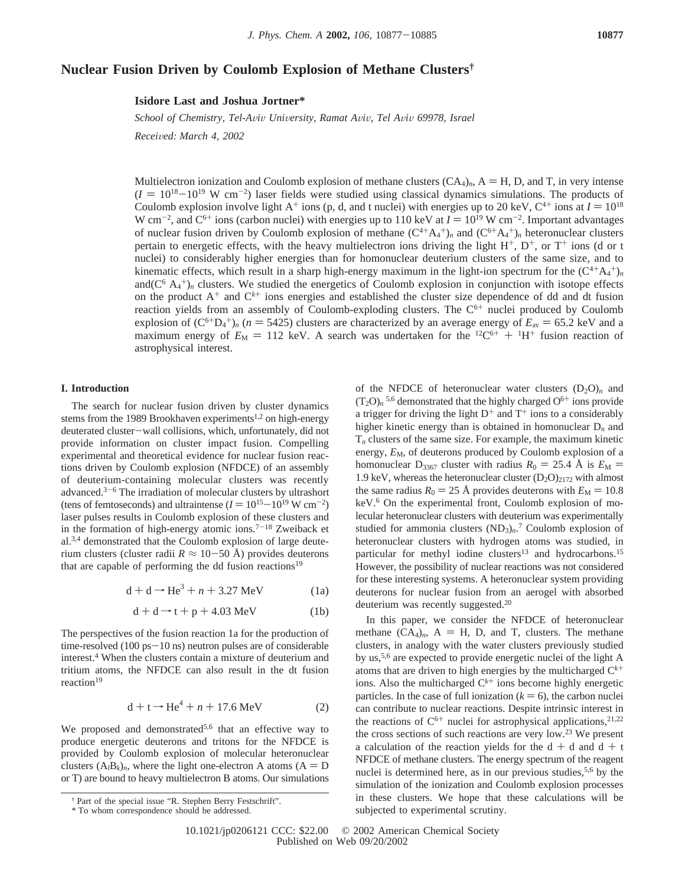# Nuclear Fusion Driven by Coulomb Explosion of Methane Clusters†

**Isidore Last and Joshua Jortner***

*School of Chemistry, Tel-Aviv University, Ramat Aviv, Tel Aviv 69978, Israel*

*Received: March 4, 2002*

Multielectron ionization and Coulomb explosion of methane clusters $(CA_4)_n$, A = H, D, and T, in very intense ($I = 10^{18}-10^{19}$ W cm$^{-2}$) laser fields were studied using classical dynamics simulations. The products of Coulomb explosion involve light $A^+$ ions (p, d, and t nuclei) with energies up to 20 keV, $C^{4+}$ ions at $I = 10^{18}$ W cm$^{-2}$, and $C^{6+}$ ions (carbon nuclei) with energies up to 110 keV at $I = 10^{19}$ W cm$^{-2}$. Important advantages of nuclear fusion driven by Coulomb explosion of methane $(C^{4+}A_4^+)_n$ and $(C^{6+}A_4^+)_n$ heteronuclear clusters pertain to energetic effects, with the heavy multielectron ions driving the light $H^+$, $D^+$, or $T^+$ ions (d or t nuclei) to considerably higher energies than for homonuclear deuterium clusters of the same size, and to kinematic effects, which result in a sharp high-energy maximum in the light-ion spectrum for the $(C^{4+}A_4^+)_n$ and$(C^6 A_4^+)_n$ clusters. We studied the energetics of Coulomb explosion in conjunction with isotope effects on the product $A^+$ and $C^{k+}$ ions energies and established the cluster size dependence of dd and dt fusion reaction yields from an assembly of Coulomb-exploding clusters. The $C^{6+}$ nuclei produced by Coulomb explosion of $(C^{6+}D_4^+)_n$ ($n = 5425$) clusters are characterized by an average energy of $E_{av} = 65.2$ keV and a maximum energy of $E_M = 112$ keV. A search was undertaken for the $^{12}C^{6+} + {}^1H^+$ fusion reaction of astrophysical interest.

## I. Introduction

The search for nuclear fusion driven by cluster dynamics stems from the 1989 Brookhaven experiments[1,2] on high-energy deuterated cluster–wall collisions, which, unfortunately, did not provide information on cluster impact fusion. Compelling experimental and theoretical evidence for nuclear fusion reactions driven by Coulomb explosion (NFDCE) of an assembly of deuterium-containing molecular clusters was recently advanced.[3-6] The irradiation of molecular clusters by ultrashort (tens of femtoseconds) and ultraintense ($I = 10^{15}-10^{19}$ W cm$^{-2}$) laser pulses results in Coulomb explosion of these clusters and in the formation of high-energy atomic ions.[7-18] Zweiback et al.[3,4] demonstrated that the Coulomb explosion of large deuterium clusters (cluster radii $R \approx 10-50$ Å) provides deuterons that are capable of performing the dd fusion reactions[19]

$$\mathrm{d} + \mathrm{d} \rightarrow \mathrm{He}^3 + n + 3.27 \text{ MeV} \tag{1a}$$

$$\mathrm{d} + \mathrm{d} \rightarrow \mathrm{t} + \mathrm{p} + 4.03 \text{ MeV} \tag{1b}$$

The perspectives of the fusion reaction 1a for the production of time-resolved (100 ps–10 ns) neutron pulses are of considerable interest.[4] When the clusters contain a mixture of deuterium and tritium atoms, the NFDCE can also result in the dt fusion reaction[19]

$$\mathrm{d} + \mathrm{t} \rightarrow \mathrm{He}^4 + n + 17.6 \text{ MeV} \tag{2}$$

We proposed and demonstrated[5,6] that an effective way to produce energetic deuterons and tritons for the NFDCE is provided by Coulomb explosion of molecular heteronuclear clusters $(A_lB_k)_n$, where the light one-electron A atoms (A = D or T) are bound to heavy multielectron B atoms. Our simulations of the NFDCE of heteronuclear water clusters $(D_2O)_n$ and $(T_2O)_n$ [5,6] demonstrated that the highly charged $O^{6+}$ ions provide a trigger for driving the light $D^+$ and $T^+$ ions to a considerably higher kinetic energy than is obtained in homonuclear $D_n$ and $T_n$ clusters of the same size. For example, the maximum kinetic energy, $E_M$, of deuterons produced by Coulomb explosion of a homonuclear $D_{3367}$ cluster with radius $R_0 = 25.4$ Å is $E_M = 1.9$ keV, whereas the heteronuclear cluster $(D_2O)_{2172}$ with almost the same radius $R_0 = 25$ Å provides deuterons with $E_M = 10.8$ keV.[6] On the experimental front, Coulomb explosion of molecular heteronuclear clusters with deuterium was experimentally studied for ammonia clusters $(ND_3)_n$.[7] Coulomb explosion of heteronuclear clusters with hydrogen atoms was studied, in particular for methyl iodine clusters[13] and hydrocarbons.[15] However, the possibility of nuclear reactions was not considered for these interesting systems. A heteronuclear system providing deuterons for nuclear fusion from an aerogel with absorbed deuterium was recently suggested.[20]

In this paper, we consider the NFDCE of heteronuclear methane $(CA_4)_n$, A = H, D, and T, clusters. The methane clusters, in analogy with the water clusters previously studied by us,[5,6] are expected to provide energetic nuclei of the light A atoms that are driven to high energies by the multicharged $C^{k+}$ ions. Also the multicharged $C^{k+}$ ions become highly energetic particles. In the case of full ionization ($k = 6$), the carbon nuclei can contribute to nuclear reactions. Despite intrinsic interest in the reactions of $C^{6+}$ nuclei for astrophysical applications,[21,22] the cross sections of such reactions are very low.[23] We present a calculation of the reaction yields for the d + d and d + t NFDCE of methane clusters. The energy spectrum of the reagent nuclei is determined here, as in our previous studies,[5,6] by the simulation of the ionization and Coulomb explosion processes in these clusters. We hope that these calculations will be subjected to experimental scrutiny.

† Part of the special issue "R. Stephen Berry Festschrift".

* To whom correspondence should be addressed.

10.1021/jp0206121 CCC: $22.00 © 2002 American Chemical Society
Published on Web 09/20/2002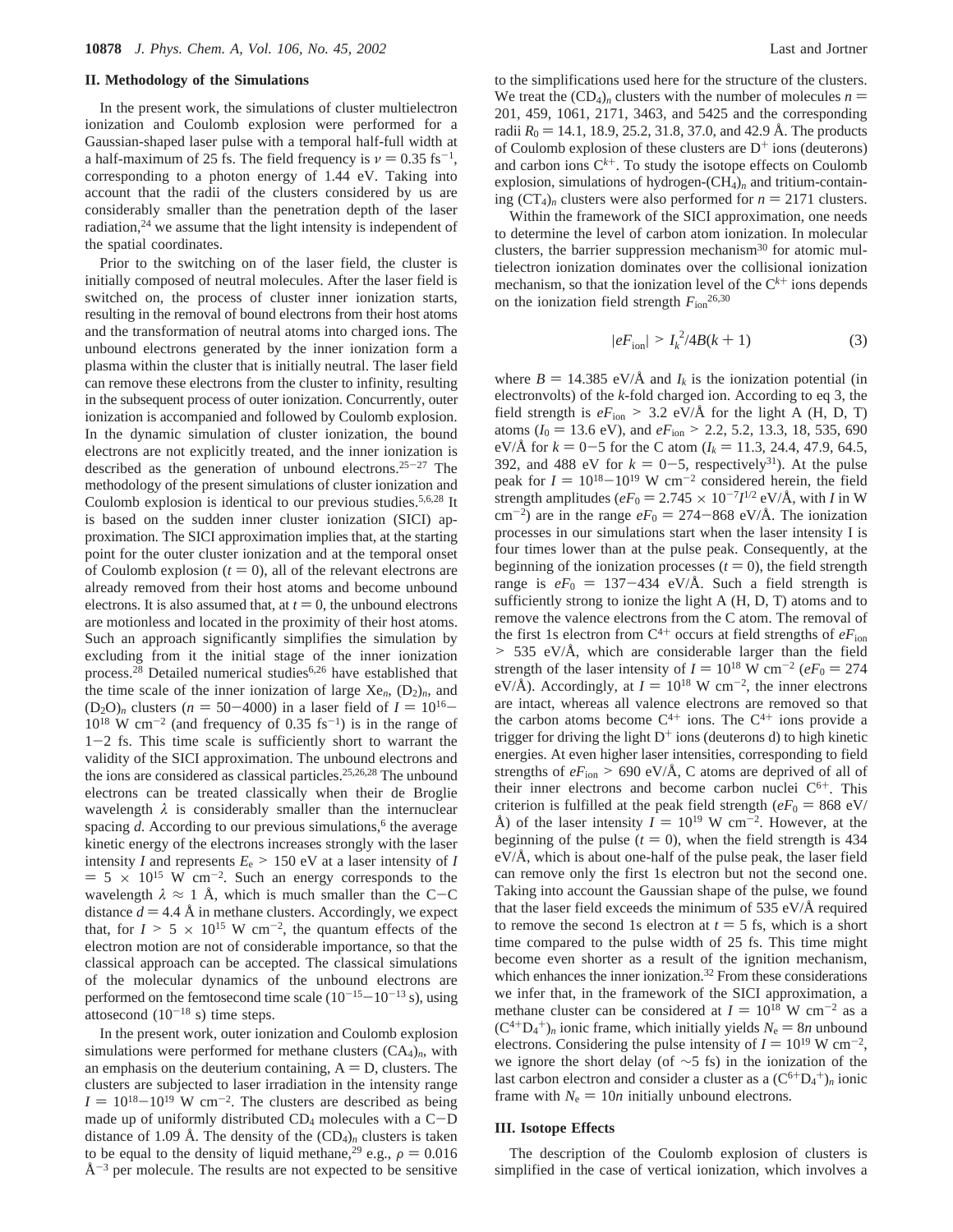## II. Methodology of the Simulations

In the present work, the simulations of cluster multielectron ionization and Coulomb explosion were performed for a Gaussian-shaped laser pulse with a temporal half-full width at a half-maximum of 25 fs. The field frequency is $\nu = 0.35$ fs$^{-1}$, corresponding to a photon energy of 1.44 eV. Taking into account that the radii of the clusters considered by us are considerably smaller than the penetration depth of the laser radiation,[24] we assume that the light intensity is independent of the spatial coordinates.

Prior to the switching on of the laser field, the cluster is initially composed of neutral molecules. After the laser field is switched on, the process of cluster inner ionization starts, resulting in the removal of bound electrons from their host atoms and the transformation of neutral atoms into charged ions. The unbound electrons generated by the inner ionization form a plasma within the cluster that is initially neutral. The laser field can remove these electrons from the cluster to infinity, resulting in the subsequent process of outer ionization. Concurrently, outer ionization is accompanied and followed by Coulomb explosion. In the dynamic simulation of cluster ionization, the bound electrons are not explicitly treated, and the inner ionization is described as the generation of unbound electrons.[25-27] The methodology of the present simulations of cluster ionization and Coulomb explosion is identical to our previous studies.[5,6,28] It is based on the sudden inner cluster ionization (SICI) approximation. The SICI approximation implies that, at the starting point for the outer cluster ionization and at the temporal onset of Coulomb explosion ($t = 0$), all of the relevant electrons are already removed from their host atoms and become unbound electrons. It is also assumed that, at $t = 0$, the unbound electrons are motionless and located in the proximity of their host atoms. Such an approach significantly simplifies the simulation by excluding from it the initial stage of the inner ionization process.[28] Detailed numerical studies[6,26] have established that the time scale of the inner ionization of large $Xe_n$, $(D_2)_n$, and $(D_2O)_n$ clusters ($n = 50-4000$) in a laser field of $I = 10^{16}-10^{18}$ W cm$^{-2}$ (and frequency of 0.35 fs$^{-1}$) is in the range of 1-2 fs. This time scale is sufficiently short to warrant the validity of the SICI approximation. The unbound electrons and the ions are considered as classical particles.[25,26,28] The unbound electrons can be treated classically when their de Broglie wavelength $\lambda$ is considerably smaller than the internuclear spacing $d$. According to our previous simulations,[6] the average kinetic energy of the electrons increases strongly with the laser intensity $I$ and represents $E_e > 150$ eV at a laser intensity of $I = 5 \times 10^{15}$ W cm$^{-2}$. Such an energy corresponds to the wavelength $\lambda \approx 1$ Å, which is much smaller than the C-C distance $d = 4.4$ Å in methane clusters. Accordingly, we expect that, for $I > 5 \times 10^{15}$ W cm$^{-2}$, the quantum effects of the electron motion are not of considerable importance, so that the classical approach can be accepted. The classical simulations of the molecular dynamics of the unbound electrons are performed on the femtosecond time scale ($10^{-15}-10^{-13}$ s), using attosecond ($10^{-18}$ s) time steps.

In the present work, outer ionization and Coulomb explosion simulations were performed for methane clusters $(CA_4)_n$, with an emphasis on the deuterium containing, A = D, clusters. The clusters are subjected to laser irradiation in the intensity range $I = 10^{18}-10^{19}$ W cm$^{-2}$. The clusters are described as being made up of uniformly distributed $CD_4$ molecules with a C-D distance of 1.09 Å. The density of the $(CD_4)_n$ clusters is taken to be equal to the density of liquid methane,[29] e.g., $\rho = 0.016$ Å$^{-3}$ per molecule. The results are not expected to be sensitive to the simplifications used here for the structure of the clusters. We treat the $(CD_4)_n$ clusters with the number of molecules $n$ = 201, 459, 1061, 2171, 3463, and 5425 and the corresponding radii $R_0$ = 14.1, 18.9, 25.2, 31.8, 37.0, and 42.9 Å. The products of Coulomb explosion of these clusters are $D^+$ ions (deuterons) and carbon ions $C^{k+}$. To study the isotope effects on Coulomb explosion, simulations of hydrogen-$(CH_4)_n$ and tritium-containing $(CT_4)_n$ clusters were also performed for $n = 2171$ clusters.

Within the framework of the SICI approximation, one needs to determine the level of carbon atom ionization. In molecular clusters, the barrier suppression mechanism[30] for atomic multielectron ionization dominates over the collisional ionization mechanism, so that the ionization level of the $C^{k+}$ ions depends on the ionization field strength $F_{ion}$[26,30]

$$|eF_{ion}| > I_k^2/4B(k+1) \tag{3}$$

where $B = 14.385$ eV/Å and $I_k$ is the ionization potential (in electronvolts) of the $k$-fold charged ion. According to eq 3, the field strength is $eF_{ion} > 3.2$ eV/Å for the light A (H, D, T) atoms ($I_0 = 13.6$ eV), and $eF_{ion} > 2.2$, 5.2, 13.3, 18, 535, 690 eV/Å for $k = 0-5$ for the C atom ($I_k$ = 11.3, 24.4, 47.9, 64.5, 392, and 488 eV for $k = 0-5$, respectively[31]). At the pulse peak for $I = 10^{18}-10^{19}$ W cm$^{-2}$ considered herein, the field strength amplitudes ($eF_0 = 2.745 \times 10^{-7} I^{1/2}$ eV/Å, with $I$ in W cm$^{-2}$) are in the range $eF_0 = 274-868$ eV/Å. The ionization processes in our simulations start when the laser intensity I is four times lower than at the pulse peak. Consequently, at the beginning of the ionization processes ($t = 0$), the field strength range is $eF_0 = 137-434$ eV/Å. Such a field strength is sufficiently strong to ionize the light A (H, D, T) atoms and to remove the valence electrons from the C atom. The removal of the first 1s electron from $C^{4+}$ occurs at field strengths of $eF_{ion} > 535$ eV/Å, which are considerable larger than the field strength of the laser intensity of $I = 10^{18}$ W cm$^{-2}$ ($eF_0 = 274$ eV/Å). Accordingly, at $I = 10^{18}$ W cm$^{-2}$, the inner electrons are intact, whereas all valence electrons are removed so that the carbon atoms become $C^{4+}$ ions. The $C^{4+}$ ions provide a trigger for driving the light $D^+$ ions (deuterons d) to high kinetic energies. At even higher laser intensities, corresponding to field strengths of $eF_{ion} > 690$ eV/Å, C atoms are deprived of all of their inner electrons and become carbon nuclei $C^{6+}$. This criterion is fulfilled at the peak field strength ($eF_0 = 868$ eV/Å) of the laser intensity $I = 10^{19}$ W cm$^{-2}$. However, at the beginning of the pulse ($t = 0$), when the field strength is 434 eV/Å, which is about one-half of the pulse peak, the laser field can remove only the first 1s electron but not the second one. Taking into account the Gaussian shape of the pulse, we found that the laser field exceeds the minimum of 535 eV/Å required to remove the second 1s electron at $t = 5$ fs, which is a short time compared to the pulse width of 25 fs. This time might become even shorter as a result of the ignition mechanism, which enhances the inner ionization.[32] From these considerations we infer that, in the framework of the SICI approximation, a methane cluster can be considered at $I = 10^{18}$ W cm$^{-2}$ as a $(C^{4+}D_4^{+})_n$ ionic frame, which initially yields $N_e = 8n$ unbound electrons. Considering the pulse intensity of $I = 10^{19}$ W cm$^{-2}$, we ignore the short delay (of ~5 fs) in the ionization of the last carbon electron and consider a cluster as a $(C^{6+}D_4^{+})_n$ ionic frame with $N_e = 10n$ initially unbound electrons.

## III. Isotope Effects

The description of the Coulomb explosion of clusters is simplified in the case of vertical ionization, which involves a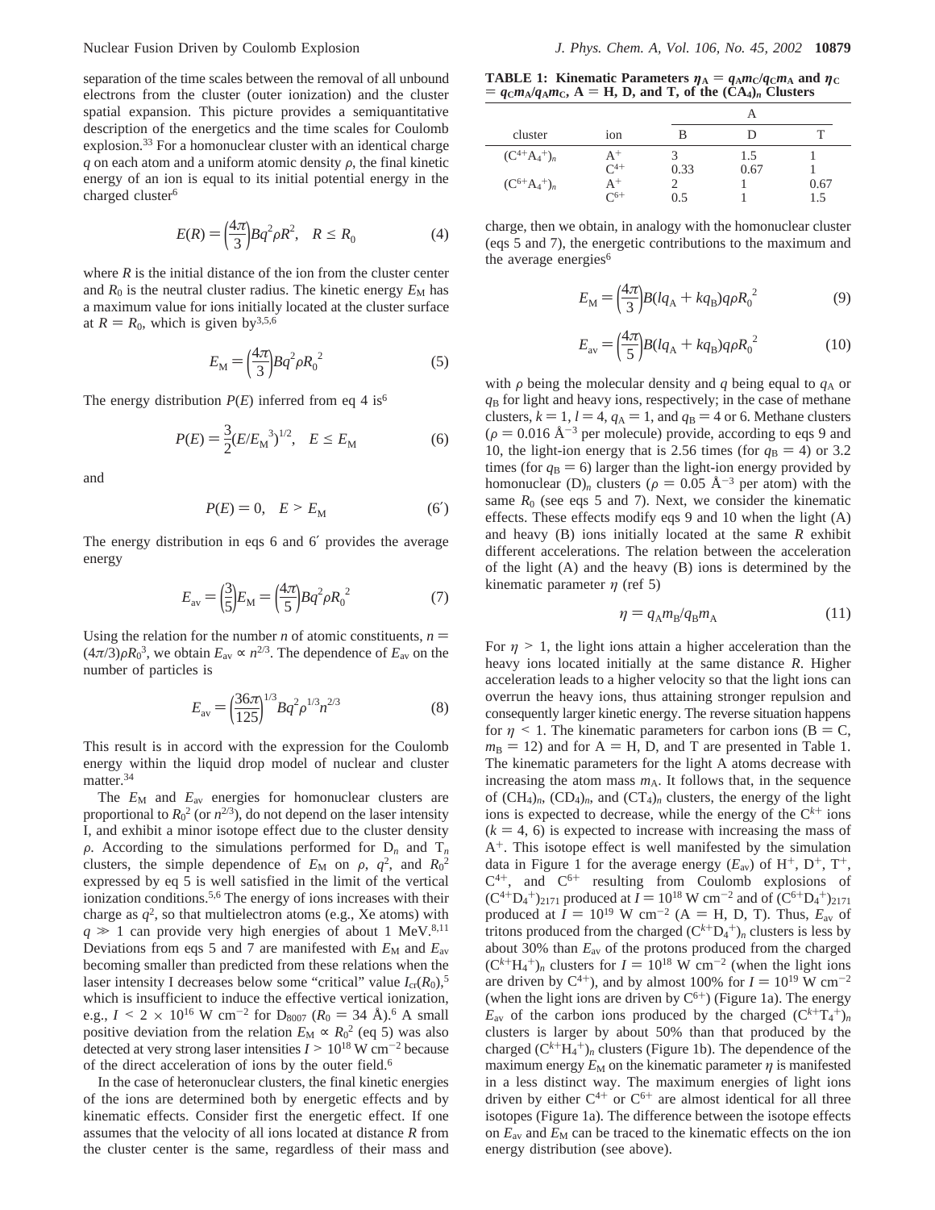separation of the time scales between the removal of all unbound electrons from the cluster (outer ionization) and the cluster spatial expansion. This picture provides a semiquantitative description of the energetics and the time scales for Coulomb explosion.[33] For a homonuclear cluster with an identical charge $q$ on each atom and a uniform atomic density $\rho$, the final kinetic energy of an ion is equal to its initial potential energy in the charged cluster[6]

$$E(R) = \left(\frac{4\pi}{3}\right)Bq^2\rho R^2, \quad R \le R_0 \tag{4}$$

where $R$ is the initial distance of the ion from the cluster center and $R_0$ is the neutral cluster radius. The kinetic energy $E_M$ has a maximum value for ions initially located at the cluster surface at $R = R_0$, which is given by[3,5,6]

$$E_M = \left(\frac{4\pi}{3}\right)Bq^2\rho R_0^{\,2} \tag{5}$$

The energy distribution $P(E)$ inferred from eq 4 is[6]

$$P(E) = \frac{3}{2}(E/E_M^{\,3})^{1/2}, \quad E \le E_M \tag{6}$$

and

$$P(E) = 0, \quad E > E_M \tag{6'}$$

The energy distribution in eqs 6 and 6′ provides the average energy

$$E_{av} = \left(\frac{3}{5}\right)E_M = \left(\frac{4\pi}{5}\right)Bq^2\rho R_0^{\,2} \tag{7}$$

Using the relation for the number $n$ of atomic constituents, $n = (4\pi/3)\rho R_0^3$, we obtain $E_{av} \propto n^{2/3}$. The dependence of $E_{av}$ on the number of particles is

$$E_{av} = \left(\frac{36\pi}{125}\right)^{1/3}Bq^2\rho^{1/3}n^{2/3} \tag{8}$$

This result is in accord with the expression for the Coulomb energy within the liquid drop model of nuclear and cluster matter.[34]

The $E_M$ and $E_{av}$ energies for homonuclear clusters are proportional to $R_0^2$ (or $n^{2/3}$), do not depend on the laser intensity I, and exhibit a minor isotope effect due to the cluster density $\rho$. According to the simulations performed for $D_n$ and $T_n$ clusters, the simple dependence of $E_M$ on $\rho$, $q^2$, and $R_0^2$ expressed by eq 5 is well satisfied in the limit of the vertical ionization conditions.[5,6] The energy of ions increases with their charge as $q^2$, so that multielectron atoms (e.g., Xe atoms) with $q \gg 1$ can provide very high energies of about 1 MeV.[8,11] Deviations from eqs 5 and 7 are manifested with $E_M$ and $E_{av}$ becoming smaller than predicted from these relations when the laser intensity I decreases below some "critical" value $I_{cr}(R_0)$,[5] which is insufficient to induce the effective vertical ionization, e.g., $I < 2 \times 10^{16}$ W cm$^{-2}$ for $D_{8007}$ ($R_0 = 34$ Å).[6] A small positive deviation from the relation $E_M \propto R_0^2$ (eq 5) was also detected at very strong laser intensities $I > 10^{18}$ W cm$^{-2}$ because of the direct acceleration of ions by the outer field.[6]

In the case of heteronuclear clusters, the final kinetic energies of the ions are determined both by energetic effects and by kinematic effects. Consider first the energetic effect. If one assumes that the velocity of all ions located at distance $R$ from the cluster center is the same, regardless of their mass and charge, then we obtain, in analogy with the homonuclear cluster (eqs 5 and 7), the energetic contributions to the maximum and the average energies[6]

$$E_M = \left(\frac{4\pi}{3}\right)B(lq_A + kq_B)q\rho R_0^{\,2} \tag{9}$$

$$E_{av} = \left(\frac{4\pi}{5}\right)B(lq_A + kq_B)q\rho R_0^{\,2} \tag{10}$$

with $\rho$ being the molecular density and $q$ being equal to $q_A$ or $q_B$ for light and heavy ions, respectively; in the case of methane clusters, $k = 1$, $l = 4$, $q_A = 1$, and $q_B = 4$ or 6. Methane clusters ($\rho = 0.016$ Å$^{-3}$ per molecule) provide, according to eqs 9 and 10, the light-ion energy that is 2.56 times (for $q_B = 4$) or 3.2 times (for $q_B = 6$) larger than the light-ion energy provided by homonuclear $(D)_n$ clusters ($\rho = 0.05$ Å$^{-3}$ per atom) with the same $R_0$ (see eqs 5 and 7). Next, we consider the kinematic effects. These effects modify eqs 9 and 10 when the light (A) and heavy (B) ions initially located at the same $R$ exhibit different accelerations. The relation between the acceleration of the light (A) and the heavy (B) ions is determined by the kinematic parameter $\eta$ (ref 5)

$$\eta = q_A m_B / q_B m_A \tag{11}$$

For $\eta > 1$, the light ions attain a higher acceleration than the heavy ions located initially at the same distance $R$. Higher acceleration leads to a higher velocity so that the light ions can overrun the heavy ions, thus attaining stronger repulsion and consequently larger kinetic energy. The reverse situation happens for $\eta < 1$. The kinematic parameters for carbon ions (B = C, $m_B = 12$) and for A = H, D, and T are presented in Table 1. The kinematic parameters for the light A atoms decrease with increasing the atom mass $m_A$. It follows that, in the sequence of $(CH_4)_n$, $(CD_4)_n$, and $(CT_4)_n$ clusters, the energy of the light ions is expected to decrease, while the energy of the $C^{k+}$ ions ($k = 4$, 6) is expected to increase with increasing the mass of $A^+$. This isotope effect is well manifested by the simulation data in Figure 1 for the average energy ($E_{av}$) of $H^+$, $D^+$, $T^+$, $C^{4+}$, and $C^{6+}$ resulting from Coulomb explosions of $(C^{4+}D_4^{+})_{2171}$ produced at $I = 10^{18}$ W cm$^{-2}$ and of $(C^{6+}D_4^{+})_{2171}$ produced at $I = 10^{19}$ W cm$^{-2}$ (A = H, D, T). Thus, $E_{av}$ of tritons produced from the charged $(C^{k+}D_4^{+})_n$ clusters is less by about 30% than $E_{av}$ of the protons produced from the charged $(C^{k+}H_4^{+})_n$ clusters for $I = 10^{18}$ W cm$^{-2}$ (when the light ions are driven by $C^{4+}$), and by almost 100% for $I = 10^{19}$ W cm$^{-2}$ (when the light ions are driven by $C^{6+}$) (Figure 1a). The energy $E_{av}$ of the carbon ions produced by the charged $(C^{k+}T_4^{+})_n$ clusters is larger by about 50% than that produced by the charged $(C^{k+}H_4^{+})_n$ clusters (Figure 1b). The dependence of the maximum energy $E_M$ on the kinematic parameter $\eta$ is manifested in a less distinct way. The maximum energies of light ions driven by either $C^{4+}$ or $C^{6+}$ are almost identical for all three isotopes (Figure 1a). The difference between the isotope effects on $E_{av}$ and $E_M$ can be traced to the kinematic effects on the ion energy distribution (see above).

**TABLE 1: Kinematic Parameters $\eta_A = q_A m_C / q_C m_A$ and $\eta_C = q_C m_A / q_A m_C$, A = H, D, and T, of the $(CA_4)_n$ Clusters**

| cluster | ion | A | | |
|---|---|---|---|---|
| | | B | D | T |
| $(C^{4+}A_4^{+})_n$ | $A^+$ | 3 | 1.5 | 1 |
| | $C^{4+}$ | 0.33 | 0.67 | 1 |
| $(C^{6+}A_4^{+})_n$ | $A^+$ | 2 | 1 | 0.67 |
| | $C^{6+}$ | 0.5 | 1 | 1.5 |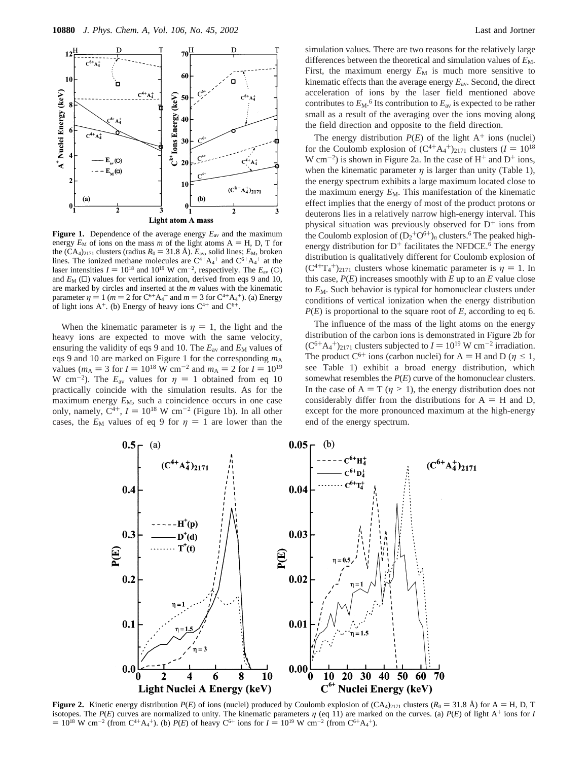**Figure 1.** Dependence of the average energy $E_{av}$ and the maximum energy $E_M$ of ions on the mass $m$ of the light atoms A = H, D, T for the $(CA_4)_{2171}$ clusters (radius $R_0$ = 31.8 Å). $E_{av}$, solid lines; $E_M$, broken lines. The ionized methane molecules are $C^{4+}A_4^+$ and $C^{6+}A_4^+$ at the laser intensities $I = 10^{18}$ and $10^{19}$ W cm$^{-2}$, respectively. The $E_{av}$ (○) and $E_M$ (□) values for vertical ionization, derived from eqs 9 and 10, are marked by circles and inserted at the $m$ values with the kinematic parameter $\eta = 1$ ($m = 2$ for $C^{6+}A_4^+$ and $m = 3$ for $C^{4+}A_4^+$). (a) Energy of light ions $A^+$. (b) Energy of heavy ions $C^{4+}$ and $C^{6+}$.

When the kinematic parameter is $\eta = 1$, the light and the heavy ions are expected to move with the same velocity, ensuring the validity of eqs 9 and 10. The $E_{av}$ and $E_M$ values of eqs 9 and 10 are marked on Figure 1 for the corresponding $m_A$ values ($m_A = 3$ for $I = 10^{18}$ W cm$^{-2}$ and $m_A = 2$ for $I = 10^{19}$ W cm$^{-2}$). The $E_{av}$ values for $\eta = 1$ obtained from eq 10 practically coincide with the simulation results. As for the maximum energy $E_M$, such a coincidence occurs in one case only, namely, $C^{4+}$, $I = 10^{18}$ W cm$^{-2}$ (Figure 1b). In all other cases, the $E_M$ values of eq 9 for $\eta = 1$ are lower than the simulation values. There are two reasons for the relatively large differences between the theoretical and simulation values of $E_M$. First, the maximum energy $E_M$ is much more sensitive to kinematic effects than the average energy $E_{av}$. Second, the direct acceleration of ions by the laser field mentioned above contributes to $E_M$.[6] Its contribution to $E_{av}$ is expected to be rather small as a result of the averaging over the ions moving along the field direction and opposite to the field direction.

The energy distribution $P(E)$ of the light $A^+$ ions (nuclei) for the Coulomb explosion of $(C^{4+}A_4^+)_{2171}$ clusters ($I = 10^{18}$ W cm$^{-2}$) is shown in Figure 2a. In the case of $H^+$ and $D^+$ ions, when the kinematic parameter $\eta$ is larger than unity (Table 1), the energy spectrum exhibits a large maximum located close to the maximum energy $E_M$. This manifestation of the kinematic effect implies that the energy of most of the product protons or deuterons lies in a relatively narrow high-energy interval. This physical situation was previously observed for $D^+$ ions from the Coulomb explosion of $(D_2{}^+O^{6+})_n$ clusters.[6] The peaked high-energy distribution for $D^+$ facilitates the NFDCE.[6] The energy distribution is qualitatively different for Coulomb explosion of $(C^{4+}T_4^+)_{2171}$ clusters whose kinematic parameter is $\eta = 1$. In this case, $P(E)$ increases smoothly with $E$ up to an $E$ value close to $E_M$. Such behavior is typical for homonuclear clusters under conditions of vertical ionization when the energy distribution $P(E)$ is proportional to the square root of $E$, according to eq 6.

The influence of the mass of the light atoms on the energy distribution of the carbon ions is demonstrated in Figure 2b for $(C^{6+}A_4^+)_{2171}$ clusters subjected to $I = 10^{19}$ W cm$^{-2}$ irradiation. The product $C^{6+}$ ions (carbon nuclei) for A = H and D ($\eta \leq 1$, see Table 1) exhibit a broad energy distribution, which somewhat resembles the $P(E)$ curve of the homonuclear clusters. In the case of A = T ($\eta > 1$), the energy distribution does not considerably differ from the distributions for A = H and D, except for the more pronounced maximum at the high-energy end of the energy spectrum.

**Figure 2.** Kinetic energy distribution $P(E)$ of ions (nuclei) produced by Coulomb explosion of $(CA_4)_{2171}$ clusters ($R_0$ = 31.8 Å) for A = H, D, T isotopes. The $P(E)$ curves are normalized to unity. The kinematic parameters $\eta$ (eq 11) are marked on the curves. (a) $P(E)$ of light $A^+$ ions for $I = 10^{18}$ W cm$^{-2}$ (from $C^{4+}A_4^+$). (b) $P(E)$ of heavy $C^{6+}$ ions for $I = 10^{19}$ W cm$^{-2}$ (from $C^{6+}A_4^+$).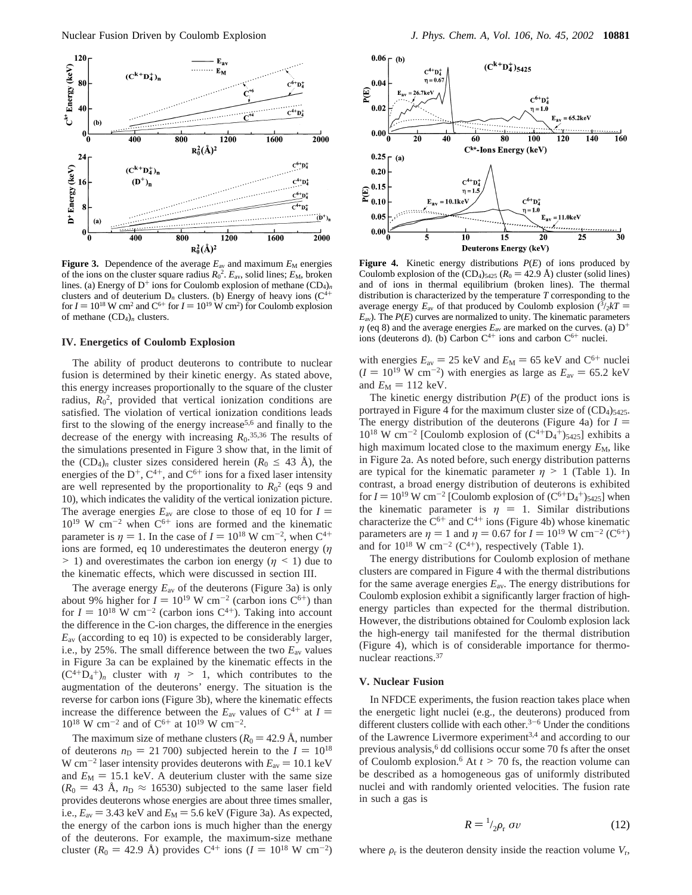**Figure 3.** Dependence of the average $E_{av}$ and maximum $E_M$ energies of the ions on the cluster square radius $R_0^2$. $E_{av}$, solid lines; $E_M$, broken lines. (a) Energy of $D^+$ ions for Coulomb explosion of methane $(CD_4)_n$ clusters and of deuterium $D_n$ clusters. (b) Energy of heavy ions ($C^{4+}$ for $I = 10^{18}$ W cm$^2$ and $C^{6+}$ for $I = 10^{19}$ W cm$^2$) for Coulomb explosion of methane $(CD_4)_n$ clusters.

**Figure 4.** Kinetic energy distributions $P(E)$ of ions produced by Coulomb explosion of the $(CD_4)_{5425}$ ($R_0 = 42.9$ Å) cluster (solid lines) and of ions in thermal equilibrium (broken lines). The thermal distribution is characterized by the temperature $T$ corresponding to the average energy $E_{av}$ of that produced by Coulomb explosion ($^3/_2kT = E_{av}$). The $P(E)$ curves are normalized to unity. The kinematic parameters $\eta$ (eq 8) and the average energies $E_{av}$ are marked on the curves. (a) $D^+$ ions (deuterons d). (b) Carbon $C^{4+}$ ions and carbon $C^{6+}$ nuclei.

## IV. Energetics of Coulomb Explosion

The ability of product deuterons to contribute to nuclear fusion is determined by their kinetic energy. As stated above, this energy increases proportionally to the square of the cluster radius, $R_0^2$, provided that vertical ionization conditions are satisfied. The violation of vertical ionization conditions leads first to the slowing of the energy increase[5,6] and finally to the decrease of the energy with increasing $R_0$.[35,36] The results of the simulations presented in Figure 3 show that, in the limit of the $(CD_4)_n$ cluster sizes considered herein ($R_0 \leq 43$ Å), the energies of the $D^+$, $C^{4+}$, and $C^{6+}$ ions for a fixed laser intensity are well represented by the proportionality to $R_0^2$ (eqs 9 and 10), which indicates the validity of the vertical ionization picture. The average energies $E_{av}$ are close to those of eq 10 for $I = 10^{19}$ W cm$^{-2}$ when $C^{6+}$ ions are formed and the kinematic parameter is $\eta = 1$. In the case of $I = 10^{18}$ W cm$^{-2}$, when $C^{4+}$ ions are formed, eq 10 underestimates the deuteron energy ($\eta > 1$) and overestimates the carbon ion energy ($\eta < 1$) due to the kinematic effects, which were discussed in section III.

The average energy $E_{av}$ of the deuterons (Figure 3a) is only about 9% higher for $I = 10^{19}$ W cm$^{-2}$ (carbon ions $C^{6+}$) than for $I = 10^{18}$ W cm$^{-2}$ (carbon ions $C^{4+}$). Taking into account the difference in the C-ion charges, the difference in the energies $E_{av}$ (according to eq 10) is expected to be considerably larger, i.e., by 25%. The small difference between the two $E_{av}$ values in Figure 3a can be explained by the kinematic effects in the $(C^{4+}D_4^+)_n$ cluster with $\eta > 1$, which contributes to the augmentation of the deuterons' energy. The situation is the reverse for carbon ions (Figure 3b), where the kinematic effects increase the difference between the $E_{av}$ values of $C^{4+}$ at $I = 10^{18}$ W cm$^{-2}$ and of $C^{6+}$ at $10^{19}$ W cm$^{-2}$.

The maximum size of methane clusters ($R_0 = 42.9$ Å, number of deuterons $n_D = 21\,700$) subjected herein to the $I = 10^{18}$ W cm$^{-2}$ laser intensity provides deuterons with $E_{av} = 10.1$ keV and $E_M = 15.1$ keV. A deuterium cluster with the same size ($R_0 = 43$ Å, $n_D \approx 16530$) subjected to the same laser field provides deuterons whose energies are about three times smaller, i.e., $E_{av} = 3.43$ keV and $E_M = 5.6$ keV (Figure 3a). As expected, the energy of the carbon ions is much higher than the energy of the deuterons. For example, the maximum-size methane cluster ($R_0 = 42.9$ Å) provides $C^{4+}$ ions ($I = 10^{18}$ W cm$^{-2}$) with energies $E_{av} = 25$ keV and $E_M = 65$ keV and $C^{6+}$ nuclei ($I = 10^{19}$ W cm$^{-2}$) with energies as large as $E_{av} = 65.2$ keV and $E_M = 112$ keV.

The kinetic energy distribution $P(E)$ of the product ions is portrayed in Figure 4 for the maximum cluster size of $(CD_4)_{5425}$. The energy distribution of the deuterons (Figure 4a) for $I = 10^{18}$ W cm$^{-2}$ [Coulomb explosion of $(C^{4+}D_4^+)_{5425}$] exhibits a high maximum located close to the maximum energy $E_M$, like in Figure 2a. As noted before, such energy distribution patterns are typical for the kinematic parameter $\eta > 1$ (Table 1). In contrast, a broad energy distribution of deuterons is exhibited for $I = 10^{19}$ W cm$^{-2}$ [Coulomb explosion of $(C^{6+}D_4^+)_{5425}$] when the kinematic parameter is $\eta = 1$. Similar distributions characterize the $C^{6+}$ and $C^{4+}$ ions (Figure 4b) whose kinematic parameters are $\eta = 1$ and $\eta = 0.67$ for $I = 10^{19}$ W cm$^{-2}$ ($C^{6+}$) and for $10^{18}$ W cm$^{-2}$ ($C^{4+}$), respectively (Table 1).

The energy distributions for Coulomb explosion of methane clusters are compared in Figure 4 with the thermal distributions for the same average energies $E_{av}$. The energy distributions for Coulomb explosion exhibit a significantly larger fraction of high-energy particles than expected for the thermal distribution. However, the distributions obtained for Coulomb explosion lack the high-energy tail manifested for the thermal distribution (Figure 4), which is of considerable importance for thermonuclear reactions.[37]

## V. Nuclear Fusion

In NFDCE experiments, the fusion reaction takes place when the energetic light nuclei (e.g., the deuterons) produced from different clusters collide with each other.[3-6] Under the conditions of the Lawrence Livermore experiment[3,4] and according to our previous analysis,[6] dd collisions occur some 70 fs after the onset of Coulomb explosion.[6] At $t > 70$ fs, the reaction volume can be described as a homogeneous gas of uniformly distributed nuclei and with randomly oriented velocities. The fusion rate in such a gas is

$$R = {}^1/_2\rho_r\ \sigma v \tag{12}$$

where $\rho_r$ is the deuteron density inside the reaction volume $V_r$,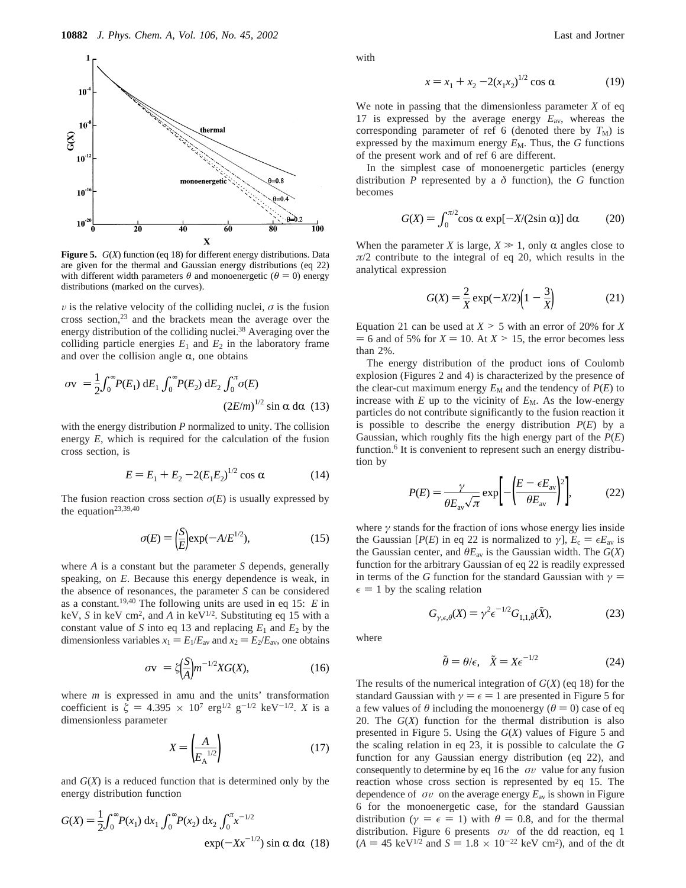**Figure 5.** $G(X)$ function (eq 18) for different energy distributions. Data are given for the thermal and Gaussian energy distributions (eq 22) with different width parameters $\theta$ and monoenergetic ($\theta = 0$) energy distributions (marked on the curves).

$v$ is the relative velocity of the colliding nuclei, $\sigma$ is the fusion cross section,[23] and the brackets mean the average over the energy distribution of the colliding nuclei.[38] Averaging over the colliding particle energies $E_1$ and $E_2$ in the laboratory frame and over the collision angle $\alpha$, one obtains

$$\langle \sigma v \rangle = \frac{1}{2}\int_0^\infty P(E_1)\, dE_1 \int_0^\infty P(E_2)\, dE_2 \int_0^\pi \sigma(E) (2E/m)^{1/2} \sin \alpha\, d\alpha \quad (13)$$

with the energy distribution $P$ normalized to unity. The collision energy $E$, which is required for the calculation of the fusion cross section, is

$$E = E_1 + E_2 - 2(E_1E_2)^{1/2} \cos \alpha \quad (14)$$

The fusion reaction cross section $\sigma(E)$ is usually expressed by the equation[23,39,40]

$$\sigma(E) = \left(\frac{S}{E}\right)\exp(-A/E^{1/2}), \quad (15)$$

where $A$ is a constant but the parameter $S$ depends, generally speaking, on $E$. Because this energy dependence is weak, in the absence of resonances, the parameter $S$ can be considered as a constant.[19,40] The following units are used in eq 15: $E$ in keV, $S$ in keV cm$^2$, and $A$ in keV$^{1/2}$. Substituting eq 15 with a constant value of $S$ into eq 13 and replacing $E_1$ and $E_2$ by the dimensionless variables $x_1 = E_1/E_{av}$ and $x_2 = E_2/E_{av}$, one obtains

$$\langle \sigma v \rangle = \zeta\left(\frac{S}{A}\right)m^{-1/2}XG(X), \quad (16)$$

where $m$ is expressed in amu and the units' transformation coefficient is $\zeta = 4.395 \times 10^7$ erg$^{1/2}$ g$^{-1/2}$ keV$^{-1/2}$. $X$ is a dimensionless parameter

$$X = \left(\frac{A}{E_A^{\ 1/2}}\right) \quad (17)$$

and $G(X)$ is a reduced function that is determined only by the energy distribution function

$$G(X) = \frac{1}{2}\int_0^\infty P(x_1)\, dx_1 \int_0^\infty P(x_2)\, dx_2 \int_0^\pi x^{-1/2} \exp(-Xx^{-1/2}) \sin \alpha\, d\alpha \quad (18)$$

with

$$x = x_1 + x_2 - 2(x_1x_2)^{1/2} \cos \alpha \quad (19)$$

We note in passing that the dimensionless parameter $X$ of eq 17 is expressed by the average energy $E_{av}$, whereas the corresponding parameter of ref 6 (denoted there by $T_M$) is expressed by the maximum energy $E_M$. Thus, the $G$ functions of the present work and of ref 6 are different.

In the simplest case of monoenergetic particles (energy distribution $P$ represented by a $\delta$ function), the $G$ function becomes

$$G(X) = \int_0^{\pi/2} \cos \alpha \exp[-X/(2\sin \alpha)]\, d\alpha \quad (20)$$

When the parameter $X$ is large, $X \gg 1$, only $\alpha$ angles close to $\pi/2$ contribute to the integral of eq 20, which results in the analytical expression

$$G(X) = \frac{2}{X}\exp(-X/2)\left(1 - \frac{3}{X}\right) \quad (21)$$

Equation 21 can be used at $X > 5$ with an error of 20% for $X = 6$ and of 5% for $X = 10$. At $X > 15$, the error becomes less than 2%.

The energy distribution of the product ions of Coulomb explosion (Figures 2 and 4) is characterized by the presence of the clear-cut maximum energy $E_M$ and the tendency of $P(E)$ to increase with $E$ up to the vicinity of $E_M$. As the low-energy particles do not contribute significantly to the fusion reaction it is possible to describe the energy distribution $P(E)$ by a Gaussian, which roughly fits the high energy part of the $P(E)$ function.[6] It is convenient to represent such an energy distribution by

$$P(E) = \frac{\gamma}{\theta E_{av}\sqrt{\pi}} \exp\left[-\left(\frac{E - \epsilon E_{av}}{\theta E_{av}}\right)^2\right], \quad (22)$$

where $\gamma$ stands for the fraction of ions whose energy lies inside the Gaussian [$P(E)$ in eq 22 is normalized to $\gamma$], $E_c = \epsilon E_{av}$ is the Gaussian center, and $\theta E_{av}$ is the Gaussian width. The $G(X)$ function for the arbitrary Gaussian of eq 22 is readily expressed in terms of the $G$ function for the standard Gaussian with $\gamma = \epsilon = 1$ by the scaling relation

$$G_{\gamma,\epsilon,\theta}(X) = \gamma^2\epsilon^{-1/2}G_{1,1,\tilde{\theta}}(\tilde{X}), \quad (23)$$

where

$$\tilde{\theta} = \theta/\epsilon, \quad \tilde{X} = X\epsilon^{-1/2} \quad (24)$$

The results of the numerical integration of $G(X)$ (eq 18) for the standard Gaussian with $\gamma = \epsilon = 1$ are presented in Figure 5 for a few values of $\theta$ including the monoenergy ($\theta = 0$) case of eq 20. The $G(X)$ function for the thermal distribution is also presented in Figure 5. Using the $G(X)$ values of Figure 5 and the scaling relation in eq 23, it is possible to calculate the $G$ function for any Gaussian energy distribution (eq 22), and consequently to determine by eq 16 the $\langle \sigma v \rangle$ value for any fusion reaction whose cross section is represented by eq 15. The dependence of $\langle \sigma v \rangle$ on the average energy $E_{av}$ is shown in Figure 6 for the monoenergetic case, for the standard Gaussian distribution ($\gamma = \epsilon = 1$) with $\theta = 0.8$, and for the thermal distribution. Figure 6 presents $\langle \sigma v \rangle$ of the dd reaction, eq 1 ($A = 45$ keV$^{1/2}$ and $S = 1.8 \times 10^{-22}$ keV cm$^2$), and of the dt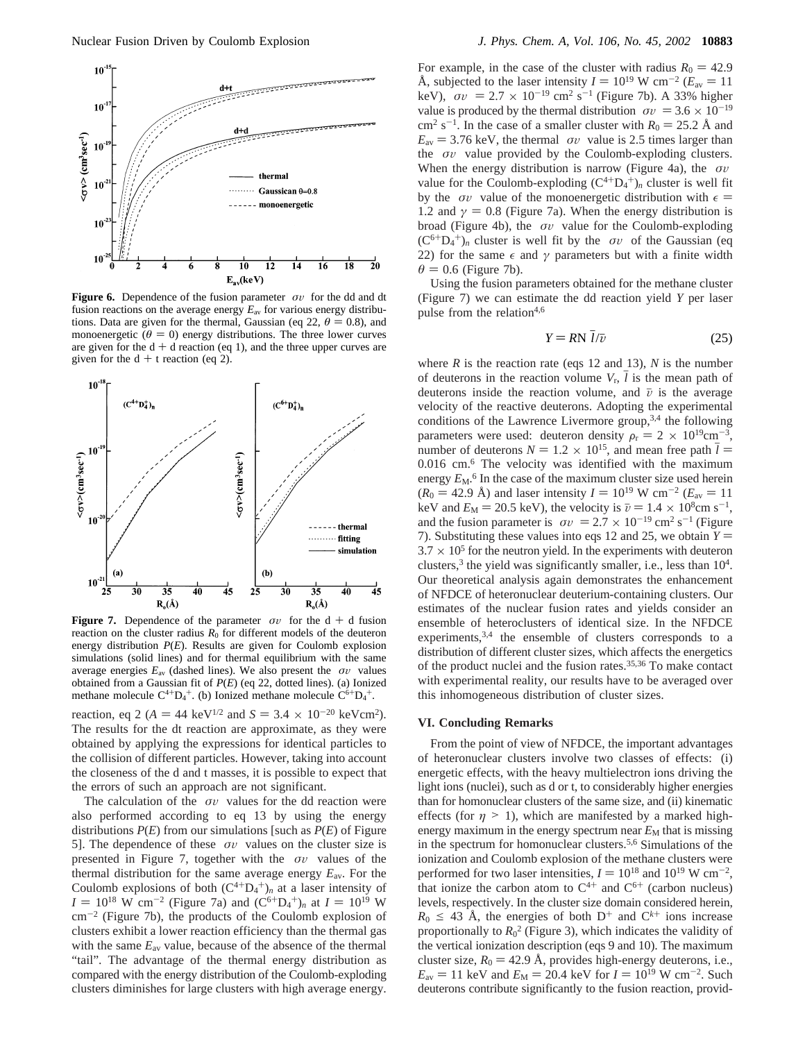**Figure 6.** Dependence of the fusion parameter $\langle\sigma v\rangle$ for the dd and dt fusion reactions on the average energy $E_{av}$ for various energy distributions. Data are given for the thermal, Gaussian (eq 22, $\theta = 0.8$), and monoenergetic ($\theta = 0$) energy distributions. The three lower curves are given for the d + d reaction (eq 1), and the three upper curves are given for the d + t reaction (eq 2).

**Figure 7.** Dependence of the parameter $\langle\sigma v\rangle$ for the d + d fusion reaction on the cluster radius $R_0$ for different models of the deuteron energy distribution $P(E)$. Results are given for Coulomb explosion simulations (solid lines) and for thermal equilibrium with the same average energies $E_{av}$ (dashed lines). We also present the $\langle\sigma v\rangle$ values obtained from a Gaussian fit of $P(E)$ (eq 22, dotted lines). (a) Ionized methane molecule $C^{4+}D_4^+$. (b) Ionized methane molecule $C^{6+}D_4^+$.

reaction, eq 2 ($A = 44$ keV$^{1/2}$ and $S = 3.4 \times 10^{-20}$ keVcm$^2$). The results for the dt reaction are approximate, as they were obtained by applying the expressions for identical particles to the collision of different particles. However, taking into account the closeness of the d and t masses, it is possible to expect that the errors of such an approach are not significant.

The calculation of the $\langle\sigma v\rangle$ values for the dd reaction were also performed according to eq 13 by using the energy distributions $P(E)$ from our simulations [such as $P(E)$ of Figure 5]. The dependence of these $\langle\sigma v\rangle$ values on the cluster size is presented in Figure 7, together with the $\langle\sigma v\rangle$ values of the thermal distribution for the same average energy $E_{av}$. For the Coulomb explosions of both $(C^{4+}D_4^+)_n$ at a laser intensity of $I = 10^{18}$ W cm$^{-2}$ (Figure 7a) and $(C^{6+}D_4^+)_n$ at $I = 10^{19}$ W cm$^{-2}$ (Figure 7b), the products of the Coulomb explosion of clusters exhibit a lower reaction efficiency than the thermal gas with the same $E_{av}$ value, because of the absence of the thermal "tail". The advantage of the thermal energy distribution as compared with the energy distribution of the Coulomb-exploding clusters diminishes for large clusters with high average energy. For example, in the case of the cluster with radius $R_0 = 42.9$ Å, subjected to the laser intensity $I = 10^{19}$ W cm$^{-2}$ ($E_{av} = 11$ keV), $\langle\sigma v\rangle = 2.7 \times 10^{-19}$ cm$^2$ s$^{-1}$ (Figure 7b). A 33% higher value is produced by the thermal distribution $\langle\sigma v\rangle = 3.6 \times 10^{-19}$ cm$^2$ s$^{-1}$. In the case of a smaller cluster with $R_0 = 25.2$ Å and $E_{av} = 3.76$ keV, the thermal $\langle\sigma v\rangle$ value is 2.5 times larger than the $\langle\sigma v\rangle$ value provided by the Coulomb-exploding clusters. When the energy distribution is narrow (Figure 4a), the $\langle\sigma v\rangle$ value for the Coulomb-exploding $(C^{4+}D_4^+)_n$ cluster is well fit by the $\langle\sigma v\rangle$ value of the monoenergetic distribution with $\epsilon = 1.2$ and $\gamma = 0.8$ (Figure 7a). When the energy distribution is broad (Figure 4b), the $\langle\sigma v\rangle$ value for the Coulomb-exploding $(C^{6+}D_4^+)_n$ cluster is well fit by the $\langle\sigma v\rangle$ of the Gaussian (eq 22) for the same $\epsilon$ and $\gamma$ parameters but with a finite width $\theta = 0.6$ (Figure 7b).

Using the fusion parameters obtained for the methane cluster (Figure 7) we can estimate the dd reaction yield $Y$ per laser pulse from the relation[4,6]

$$Y = RN\,\bar{l}/\bar{v} \tag{25}$$

where $R$ is the reaction rate (eqs 12 and 13), $N$ is the number of deuterons in the reaction volume $V_r$, $\bar{l}$ is the mean path of deuterons inside the reaction volume, and $\bar{v}$ is the average velocity of the reactive deuterons. Adopting the experimental conditions of the Lawrence Livermore group,[3,4] the following parameters were used: deuteron density $\rho_r = 2 \times 10^{19}$cm$^{-3}$, number of deuterons $N = 1.2 \times 10^{15}$, and mean free path $\bar{l} = 0.016$ cm.[6] The velocity was identified with the maximum energy $E_M$.[6] In the case of the maximum cluster size used herein ($R_0 = 42.9$ Å) and laser intensity $I = 10^{19}$ W cm$^{-2}$ ($E_{av} = 11$ keV and $E_M = 20.5$ keV), the velocity is $\bar{v} = 1.4 \times 10^8$cm s$^{-1}$, and the fusion parameter is $\langle\sigma v\rangle = 2.7 \times 10^{-19}$ cm$^2$ s$^{-1}$ (Figure 7). Substituting these values into eqs 12 and 25, we obtain $Y = 3.7 \times 10^5$ for the neutron yield. In the experiments with deuteron clusters,[3] the yield was significantly smaller, i.e., less than $10^4$. Our theoretical analysis again demonstrates the enhancement of NFDCE of heteronuclear deuterium-containing clusters. Our estimates of the nuclear fusion rates and yields consider an ensemble of heteroclusters of identical size. In the NFDCE experiments,[3,4] the ensemble of clusters corresponds to a distribution of different cluster sizes, which affects the energetics of the product nuclei and the fusion rates.[35,36] To make contact with experimental reality, our results have to be averaged over this inhomogeneous distribution of cluster sizes.

## VI. Concluding Remarks

From the point of view of NFDCE, the important advantages of heteronuclear clusters involve two classes of effects: (i) energetic effects, with the heavy multielectron ions driving the light ions (nuclei), such as d or t, to considerably higher energies than for homonuclear clusters of the same size, and (ii) kinematic effects (for $\eta > 1$), which are manifested by a marked high-energy maximum in the energy spectrum near $E_M$ that is missing in the spectrum for homonuclear clusters.[5,6] Simulations of the ionization and Coulomb explosion of the methane clusters were performed for two laser intensities, $I = 10^{18}$ and $10^{19}$ W cm$^{-2}$, that ionize the carbon atom to $C^{4+}$ and $C^{6+}$ (carbon nucleus) levels, respectively. In the cluster size domain considered herein, $R_0 \le 43$ Å, the energies of both $D^+$ and $C^{k+}$ ions increase proportionally to $R_0^2$ (Figure 3), which indicates the validity of the vertical ionization description (eqs 9 and 10). The maximum cluster size, $R_0 = 42.9$ Å, provides high-energy deuterons, i.e., $E_{av} = 11$ keV and $E_M = 20.4$ keV for $I = 10^{19}$ W cm$^{-2}$. Such deuterons contribute significantly to the fusion reaction, provid-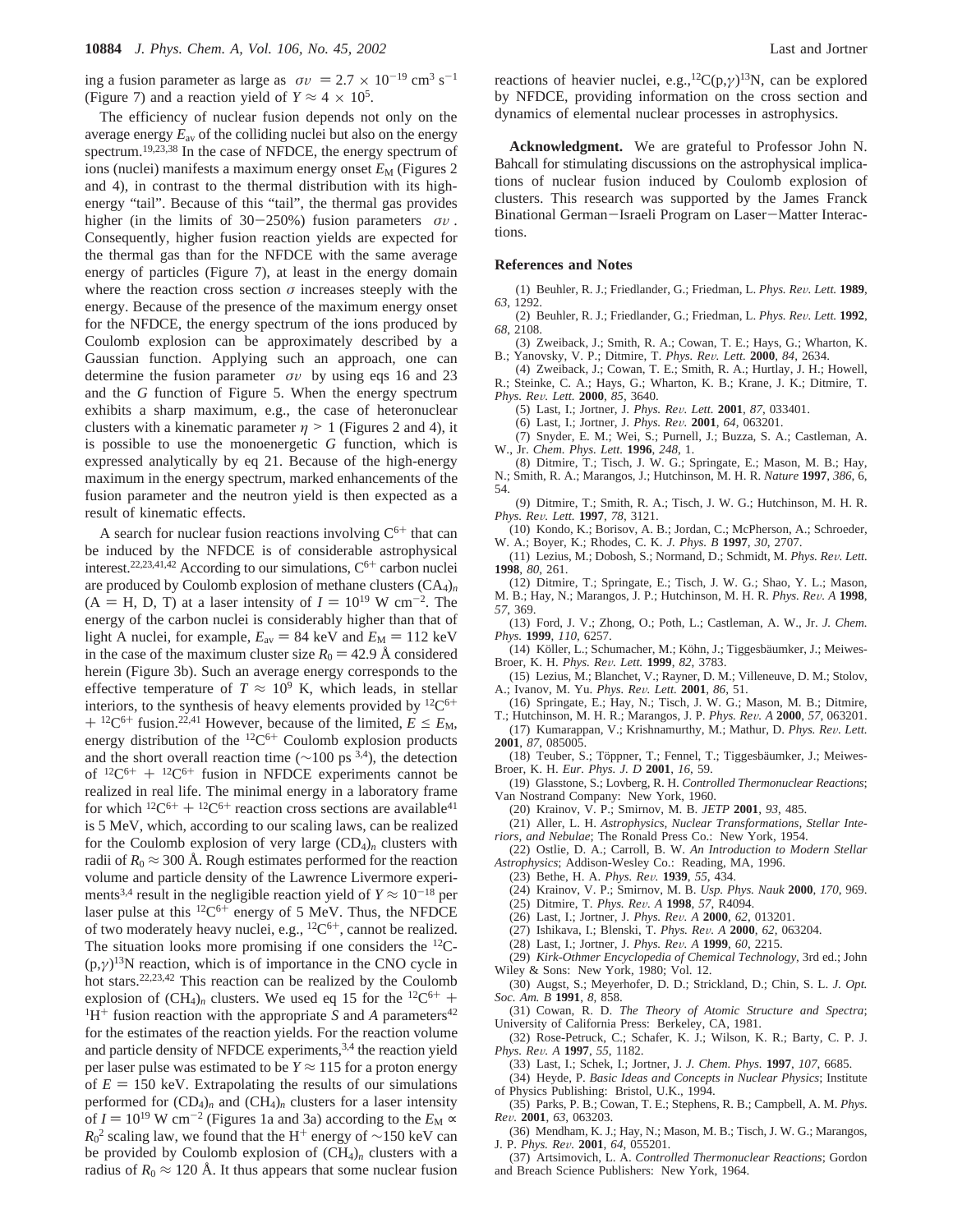ing a fusion parameter as large as $\langle \sigma v \rangle = 2.7 \times 10^{-19}$ cm$^3$ s$^{-1}$ (Figure 7) and a reaction yield of $Y \approx 4 \times 10^5$.

The efficiency of nuclear fusion depends not only on the average energy $E_{av}$ of the colliding nuclei but also on the energy spectrum.[19,23,38] In the case of NFDCE, the energy spectrum of ions (nuclei) manifests a maximum energy onset $E_M$ (Figures 2 and 4), in contrast to the thermal distribution with its high-energy "tail". Because of this "tail", the thermal gas provides higher (in the limits of 30–250%) fusion parameters $\langle \sigma v \rangle$. Consequently, higher fusion reaction yields are expected for the thermal gas than for the NFDCE with the same average energy of particles (Figure 7), at least in the energy domain where the reaction cross section $\sigma$ increases steeply with the energy. Because of the presence of the maximum energy onset for the NFDCE, the energy spectrum of the ions produced by Coulomb explosion can be approximately described by a Gaussian function. Applying such an approach, one can determine the fusion parameter $\langle \sigma v \rangle$ by using eqs 16 and 23 and the $G$ function of Figure 5. When the energy spectrum exhibits a sharp maximum, e.g., the case of heteronuclear clusters with a kinematic parameter $\eta > 1$ (Figures 2 and 4), it is possible to use the monoenergetic $G$ function, which is expressed analytically by eq 21. Because of the high-energy maximum in the energy spectrum, marked enhancements of the fusion parameter and the neutron yield is then expected as a result of kinematic effects.

A search for nuclear fusion reactions involving $C^{6+}$ that can be induced by the NFDCE is of considerable astrophysical interest.[22,23,41,42] According to our simulations, $C^{6+}$ carbon nuclei are produced by Coulomb explosion of methane clusters $(CA_4)_n$ (A = H, D, T) at a laser intensity of $I = 10^{19}$ W cm$^{-2}$. The energy of the carbon nuclei is considerably higher than that of light A nuclei, for example, $E_{av} = 84$ keV and $E_M = 112$ keV in the case of the maximum cluster size $R_0 = 42.9$ Å considered herein (Figure 3b). Such an average energy corresponds to the effective temperature of $T \approx 10^9$ K, which leads, in stellar interiors, to the synthesis of heavy elements provided by $^{12}C^{6+} + {}^{12}C^{6+}$ fusion.[22,41] However, because of the limited, $E \le E_M$, energy distribution of the $^{12}C^{6+}$ Coulomb explosion products and the short overall reaction time (~100 ps [3,4]), the detection of $^{12}C^{6+} + {}^{12}C^{6+}$ fusion in NFDCE experiments cannot be realized in real life. The minimal energy in a laboratory frame for which $^{12}C^{6+} + {}^{12}C^{6+}$ reaction cross sections are available[41] is 5 MeV, which, according to our scaling laws, can be realized for the Coulomb explosion of very large $(CD_4)_n$ clusters with radii of $R_0 \approx 300$ Å. Rough estimates performed for the reaction volume and particle density of the Lawrence Livermore experiments[3,4] result in the negligible reaction yield of $Y \approx 10^{-18}$ per laser pulse at this $^{12}C^{6+}$ energy of 5 MeV. Thus, the NFDCE of two moderately heavy nuclei, e.g., $^{12}C^{6+}$, cannot be realized. The situation looks more promising if one considers the $^{12}$C(p,$\gamma$)$^{13}$N reaction, which is of importance in the CNO cycle in hot stars.[22,23,42] This reaction can be realized by the Coulomb explosion of $(CH_4)_n$ clusters. We used eq 15 for the $^{12}C^{6+} + {}^{1}H^{+}$ fusion reaction with the appropriate $S$ and $A$ parameters[42] for the estimates of the reaction yields. For the reaction volume and particle density of NFDCE experiments,[3,4] the reaction yield per laser pulse was estimated to be $Y \approx 115$ for a proton energy of $E = 150$ keV. Extrapolating the results of our simulations performed for $(CD_4)_n$ and $(CH_4)_n$ clusters for a laser intensity of $I = 10^{19}$ W cm$^{-2}$ (Figures 1a and 3a) according to the $E_M \propto R_0^2$ scaling law, we found that the $H^+$ energy of ~150 keV can be provided by Coulomb explosion of $(CH_4)_n$ clusters with a radius of $R_0 \approx 120$ Å. It thus appears that some nuclear fusion reactions of heavier nuclei, e.g.,$^{12}$C(p,$\gamma$)$^{13}$N, can be explored by NFDCE, providing information on the cross section and dynamics of elemental nuclear processes in astrophysics.

**Acknowledgment.** We are grateful to Professor John N. Bahcall for stimulating discussions on the astrophysical implications of nuclear fusion induced by Coulomb explosion of clusters. This research was supported by the James Franck Binational German–Israeli Program on Laser–Matter Interactions.

## References and Notes

(1) Beuhler, R. J.; Friedlander, G.; Friedman, L. *Phys. Rev. Lett.* **1989**, *63*, 1292.

(2) Beuhler, R. J.; Friedlander, G.; Friedman, L. *Phys. Rev. Lett.* **1992**, *68*, 2108.

(3) Zweiback, J.; Smith, R. A.; Cowan, T. E.; Hays, G.; Wharton, K. B.; Yanovsky, V. P.; Ditmire, T. *Phys. Rev. Lett.* **2000**, *84*, 2634.

(4) Zweiback, J.; Cowan, T. E.; Smith, R. A.; Hurtlay, J. H.; Howell, R.; Steinke, C. A.; Hays, G.; Wharton, K. B.; Krane, J. K.; Ditmire, T. *Phys. Rev. Lett.* **2000**, *85*, 3640.

(5) Last, I.; Jortner, J. *Phys. Rev. Lett.* **2001**, *87*, 033401.

(6) Last, I.; Jortner, J. *Phys. Rev.* **2001**, *64*, 063201.

(7) Snyder, E. M.; Wei, S.; Purnell, J.; Buzza, S. A.; Castleman, A. W., Jr. *Chem. Phys. Lett.* **1996**, *248*, 1.

(8) Ditmire, T.; Tisch, J. W. G.; Springate, E.; Mason, M. B.; Hay, N.; Smith, R. A.; Marangos, J.; Hutchinson, M. H. R. *Nature* **1997**, *386*, 6, 54.

(9) Ditmire, T.; Smith, R. A.; Tisch, J. W. G.; Hutchinson, M. H. R. *Phys. Rev. Lett.* **1997**, *78*, 3121.

(10) Kondo, K.; Borisov, A. B.; Jordan, C.; McPherson, A.; Schroeder, W. A.; Boyer, K.; Rhodes, C. K. *J. Phys. B* **1997**, *30*, 2707.

(11) Lezius, M.; Dobosh, S.; Normand, D.; Schmidt, M. *Phys. Rev. Lett.* **1998**, *80*, 261.

(12) Ditmire, T.; Springate, E.; Tisch, J. W. G.; Shao, Y. L.; Mason, M. B.; Hay, N.; Marangos, J. P.; Hutchinson, M. H. R. *Phys. Rev. A* **1998**, *57*, 369.

(13) Ford, J. V.; Zhong, O.; Poth, L.; Castleman, A. W., Jr. *J. Chem. Phys.* **1999**, *110*, 6257.

(14) Köller, L.; Schumacher, M.; Köhn, J.; Tiggesbäumker, J.; Meiwes-Broer, K. H. *Phys. Rev. Lett.* **1999**, *82*, 3783.

(15) Lezius, M.; Blanchet, V.; Rayner, D. M.; Villeneuve, D. M.; Stolov, A.; Ivanov, M. Yu. *Phys. Rev. Lett.* **2001**, *86*, 51.

(16) Springate, E.; Hay, N.; Tisch, J. W. G.; Mason, M. B.; Ditmire, T.; Hutchinson, M. H. R.; Marangos, J. P. *Phys. Rev. A* **2000**, *57*, 063201.

(17) Kumarappan, V.; Krishnamurthy, M.; Mathur, D. *Phys. Rev. Lett.* **2001**, *87*, 085005.

(18) Teuber, S.; Töppner, T.; Fennel, T.; Tiggesbäumker, J.; Meiwes-Broer, K. H. *Eur. Phys. J. D* **2001**, *16*, 59.

(19) Glasstone, S.; Lovberg, R. H. *Controlled Thermonuclear Reactions*; Van Nostrand Company: New York, 1960.

(20) Krainov, V. P.; Smirnov, M. B. *JETP* **2001**, *93*, 485.

(21) Aller, L. H. *Astrophysics, Nuclear Transformations, Stellar Interiors, and Nebulae*; The Ronald Press Co.: New York, 1954.

(22) Ostlie, D. A.; Carroll, B. W. *An Introduction to Modern Stellar Astrophysics*; Addison-Wesley Co.: Reading, MA, 1996.

(23) Bethe, H. A. *Phys. Rev.* **1939**, *55*, 434.

(24) Krainov, V. P.; Smirnov, M. B. *Usp. Phys. Nauk* **2000**, *170*, 969.

(25) Ditmire, T. *Phys. Rev. A* **1998**, *57*, R4094.

(26) Last, I.; Jortner, J. *Phys. Rev. A* **2000**, *62*, 013201.

(27) Ishikava, I.; Blenski, T. *Phys. Rev. A* **2000**, *62*, 063204.

(28) Last, I.; Jortner, J. *Phys. Rev. A* **1999**, *60*, 2215.

(29) *Kirk-Othmer Encyclopedia of Chemical Technology*, 3rd ed.; John Wiley & Sons: New York, 1980; Vol. 12.

(30) Augst, S.; Meyerhofer, D. D.; Strickland, D.; Chin, S. L. *J. Opt. Soc. Am. B* **1991**, *8*, 858.

(31) Cowan, R. D. *The Theory of Atomic Structure and Spectra*; University of California Press: Berkeley, CA, 1981.

(32) Rose-Petruck, C.; Schafer, K. J.; Wilson, K. R.; Barty, C. P. J. *Phys. Rev. A* **1997**, *55*, 1182.

(33) Last, I.; Schek, I.; Jortner, J. *J. Chem. Phys.* **1997**, *107*, 6685.

(34) Heyde, P. *Basic Ideas and Concepts in Nuclear Physics*; Institute of Physics Publishing: Bristol, U.K., 1994.

(35) Parks, P. B.; Cowan, T. E.; Stephens, R. B.; Campbell, A. M. *Phys. Rev.* **2001**, *63*, 063203.

(36) Mendham, K. J.; Hay, N.; Mason, M. B.; Tisch, J. W. G.; Marangos, J. P. *Phys. Rev.* **2001**, *64*, 055201.

(37) Artsimovich, L. A. *Controlled Thermonuclear Reactions*; Gordon and Breach Science Publishers: New York, 1964.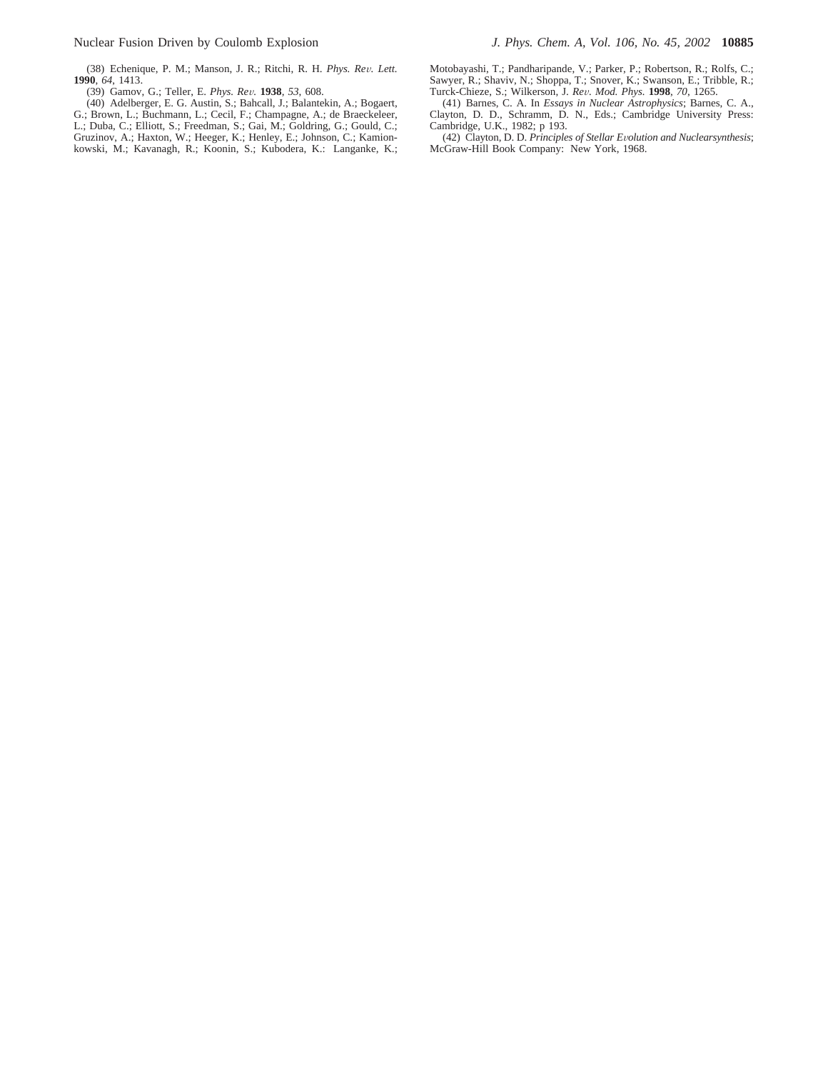(38) Echenique, P. M.; Manson, J. R.; Ritchi, R. H. *Phys. Rev. Lett.* **1990**, *64*, 1413.

(39) Gamov, G.; Teller, E. *Phys. Rev.* **1938**, *53*, 608.

(40) Adelberger, E. G. Austin, S.; Bahcall, J.; Balantekin, A.; Bogaert, G.; Brown, L.; Buchmann, L.; Cecil, F.; Champagne, A.; de Braeckeleer, L.; Duba, C.; Elliott, S.; Freedman, S.; Gai, M.; Goldring, G.; Gould, C.; Gruzinov, A.; Haxton, W.; Heeger, K.; Henley, E.; Johnson, C.; Kamionkowski, M.; Kavanagh, R.; Koonin, S.; Kubodera, K.: Langanke, K.; Motobayashi, T.; Pandharipande, V.; Parker, P.; Robertson, R.; Rolfs, C.; Sawyer, R.; Shaviv, N.; Shoppa, T.; Snover, K.; Swanson, E.; Tribble, R.; Turck-Chieze, S.; Wilkerson, J. *Rev. Mod. Phys.* **1998**, *70*, 1265.

(41) Barnes, C. A. In *Essays in Nuclear Astrophysics*; Barnes, C. A., Clayton, D. D., Schramm, D. N., Eds.; Cambridge University Press: Cambridge, U.K., 1982; p 193.

(42) Clayton, D. D. *Principles of Stellar Evolution and Nuclearsynthesis*; McGraw-Hill Book Company: New York, 1968.